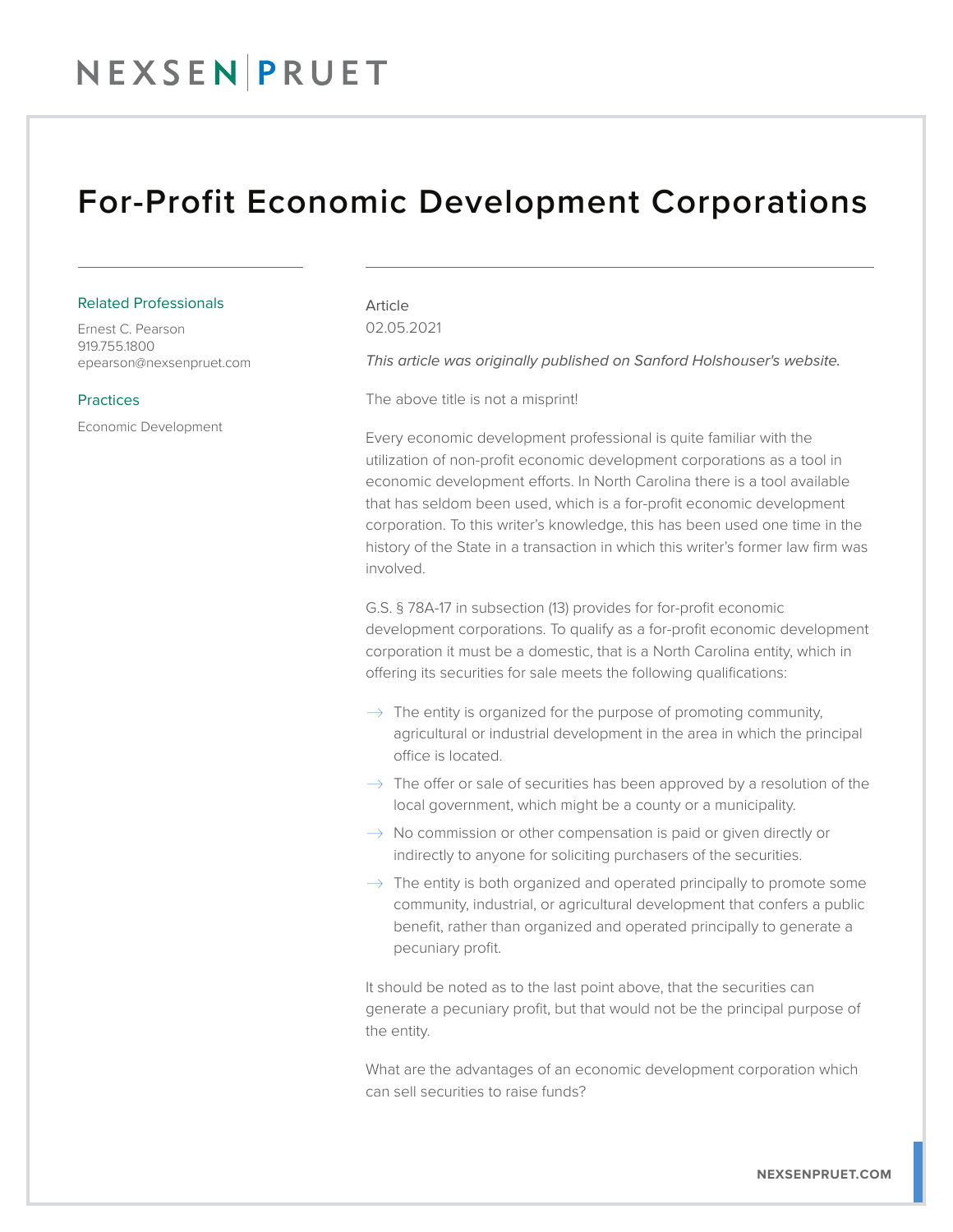# For-Profit Economic Development Corporations

**Related Professionals**

Ernest C. Pearson
919.755.1800
epearson@nexsenpruet.com

**Practices**

Economic Development

Article
02.05.2021

*This article was originally published on Sanford Holshouser's website.*

The above title is not a misprint!

Every economic development professional is quite familiar with the utilization of non-profit economic development corporations as a tool in economic development efforts. In North Carolina there is a tool available that has seldom been used, which is a for-profit economic development corporation. To this writer's knowledge, this has been used one time in the history of the State in a transaction in which this writer's former law firm was involved.

G.S. § 78A-17 in subsection (13) provides for for-profit economic development corporations. To qualify as a for-profit economic development corporation it must be a domestic, that is a North Carolina entity, which in offering its securities for sale meets the following qualifications:

- The entity is organized for the purpose of promoting community, agricultural or industrial development in the area in which the principal office is located.
- The offer or sale of securities has been approved by a resolution of the local government, which might be a county or a municipality.
- No commission or other compensation is paid or given directly or indirectly to anyone for soliciting purchasers of the securities.
- The entity is both organized and operated principally to promote some community, industrial, or agricultural development that confers a public benefit, rather than organized and operated principally to generate a pecuniary profit.

It should be noted as to the last point above, that the securities can generate a pecuniary profit, but that would not be the principal purpose of the entity.

What are the advantages of an economic development corporation which can sell securities to raise funds?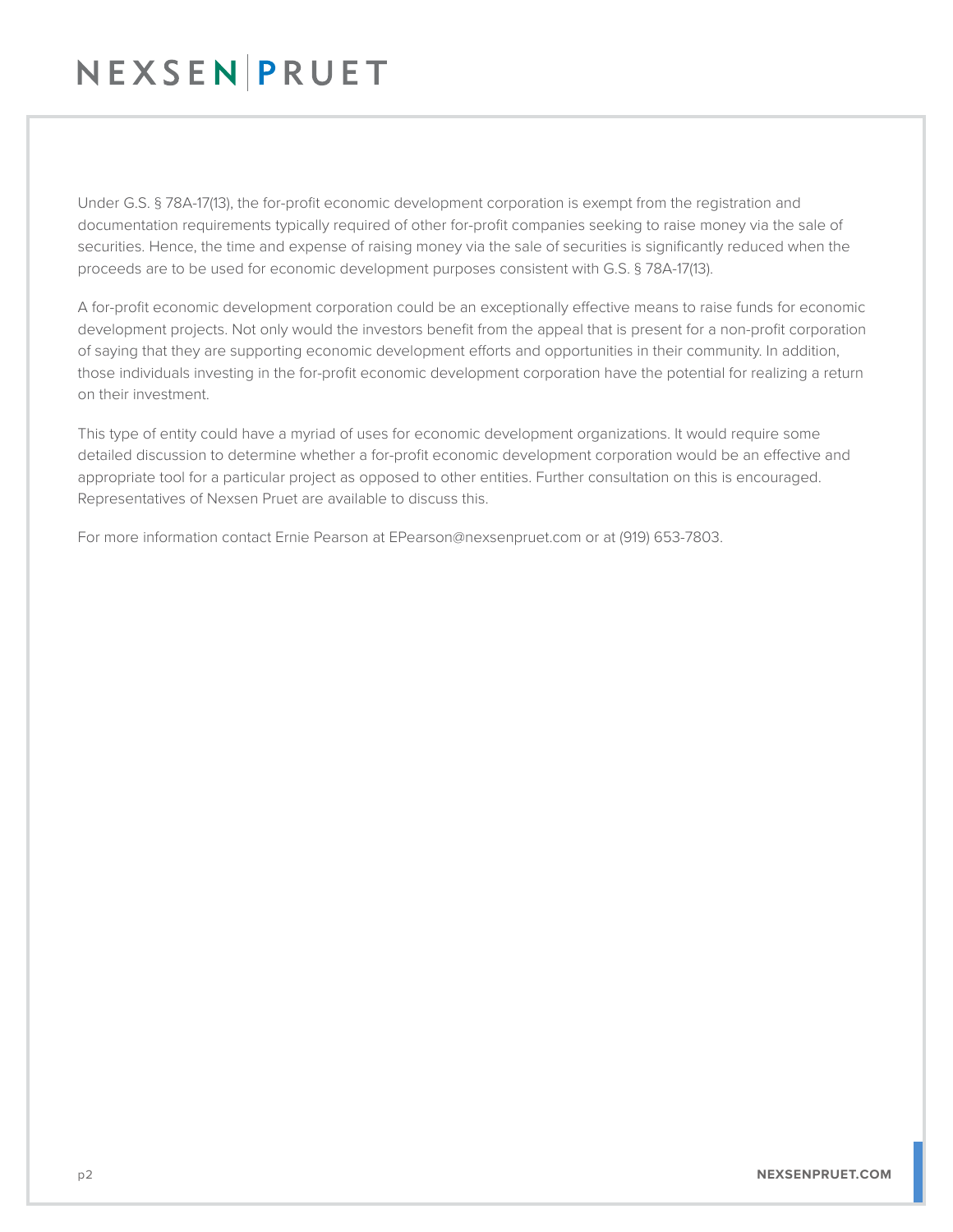Under G.S. § 78A-17(13), the for-profit economic development corporation is exempt from the registration and documentation requirements typically required of other for-profit companies seeking to raise money via the sale of securities. Hence, the time and expense of raising money via the sale of securities is significantly reduced when the proceeds are to be used for economic development purposes consistent with G.S. § 78A-17(13).

A for-profit economic development corporation could be an exceptionally effective means to raise funds for economic development projects. Not only would the investors benefit from the appeal that is present for a non-profit corporation of saying that they are supporting economic development efforts and opportunities in their community. In addition, those individuals investing in the for-profit economic development corporation have the potential for realizing a return on their investment.

This type of entity could have a myriad of uses for economic development organizations. It would require some detailed discussion to determine whether a for-profit economic development corporation would be an effective and appropriate tool for a particular project as opposed to other entities. Further consultation on this is encouraged. Representatives of Nexsen Pruet are available to discuss this.

For more information contact Ernie Pearson at EPearson@nexsenpruet.com or at (919) 653-7803.